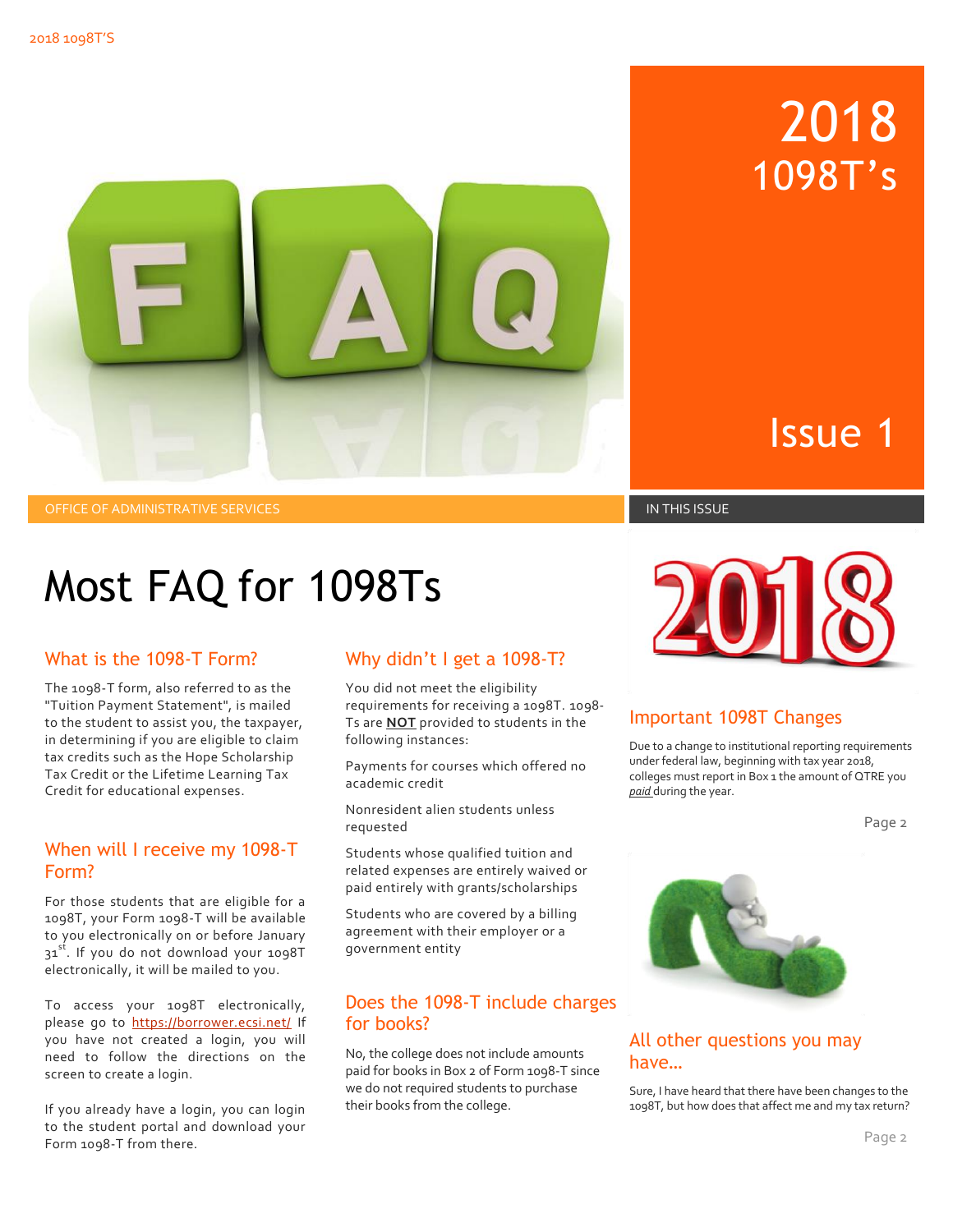# 2018 1098T's

Issue 1

OFFICE OF ADMINISTRATIVE SERVICES

# Most FAQ for 1098Ts

## What is the 1098-T Form?

The 1098-T form, also referred to as the "Tuition Payment Statement", is mailed to the student to assist you, the taxpayer, in determining if you are eligible to claim tax credits such as the Hope Scholarship Tax Credit or the Lifetime Learning Tax Credit for educational expenses.

## When will I receive my 1098-T Form?

For those students that are eligible for a 1098T, your Form 1098-T will be available to you electronically on or before January 31st. If you do not download your 1098T electronically, it will be mailed to you.

To access your 1098T electronically, please go to https://borrower.ecsi.net/ If you have not created a login, you will need to follow the directions on the screen to create a login.

If you already have a login, you can login to the student portal and download your Form 1098-T from there.

## Why didn't I get a 1098-T?

You did not meet the eligibility requirements for receiving a 1098T. 1098-Ts are **NOT** provided to students in the following instances:

Payments for courses which offered no academic credit

Nonresident alien students unless requested

Students whose qualified tuition and related expenses are entirely waived or paid entirely with grants/scholarships

Students who are covered by a billing agreement with their employer or a government entity

## Does the 1098-T include charges for books?

No, the college does not include amounts paid for books in Box 2 of Form 1098-T since we do not required students to purchase their books from the college.

IN THIS ISSUE

## Important 1098T Changes

Due to a change to institutional reporting requirements under federal law, beginning with tax year 2018, colleges must report in Box 1 the amount of QTRE you ***paid*** during the year.

Page 2

## All other questions you may have…

Sure, I have heard that there have been changes to the 1098T, but how does that affect me and my tax return?

Page 2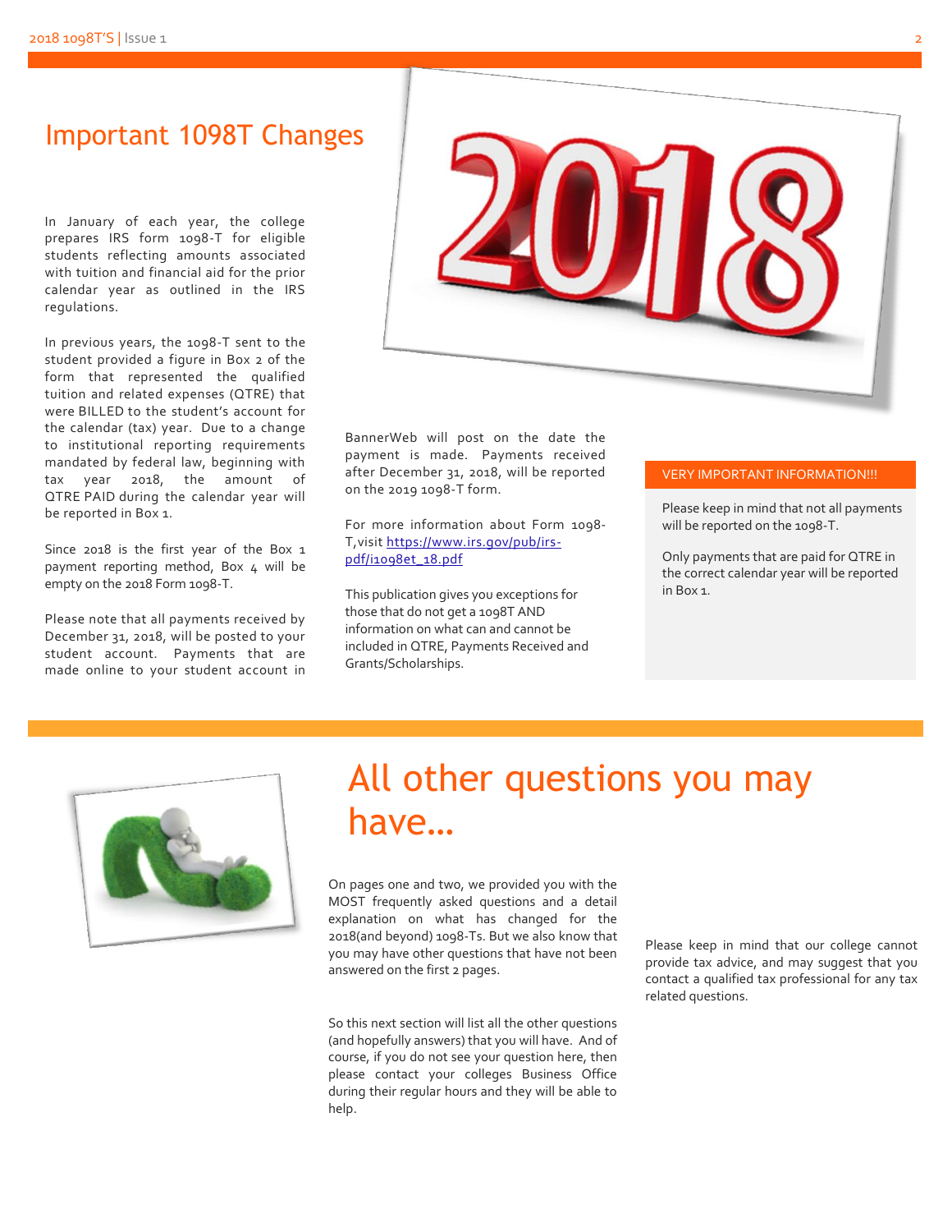## Important 1098T Changes

In January of each year, the college prepares IRS form 1098-T for eligible students reflecting amounts associated with tuition and financial aid for the prior calendar year as outlined in the IRS regulations.

In previous years, the 1098-T sent to the student provided a figure in Box 2 of the form that represented the qualified tuition and related expenses (QTRE) that were BILLED to the student's account for the calendar (tax) year. Due to a change to institutional reporting requirements mandated by federal law, beginning with tax year 2018, the amount of QTRE PAID during the calendar year will be reported in Box 1.

Since 2018 is the first year of the Box 1 payment reporting method, Box 4 will be empty on the 2018 Form 1098-T.

Please note that all payments received by December 31, 2018, will be posted to your student account. Payments that are made online to your student account in BannerWeb will post on the date the payment is made. Payments received after December 31, 2018, will be reported on the 2019 1098-T form.

For more information about Form 1098-T, visit https://www.irs.gov/pub/irs-pdf/i1098et_18.pdf

This publication gives you exceptions for those that do not get a 1098T AND information on what can and cannot be included in QTRE, Payments Received and Grants/Scholarships.

**VERY IMPORTANT INFORMATION!!!**

Please keep in mind that not all payments will be reported on the 1098-T.

Only payments that are paid for QTRE in the correct calendar year will be reported in Box 1.

## All other questions you may have...

On pages one and two, we provided you with the MOST frequently asked questions and a detail explanation on what has changed for the 2018(and beyond) 1098-Ts. But we also know that you may have other questions that have not been answered on the first 2 pages.

So this next section will list all the other questions (and hopefully answers) that you will have. And of course, if you do not see your question here, then please contact your colleges Business Office during their regular hours and they will be able to help.

Please keep in mind that our college cannot provide tax advice, and may suggest that you contact a qualified tax professional for any tax related questions.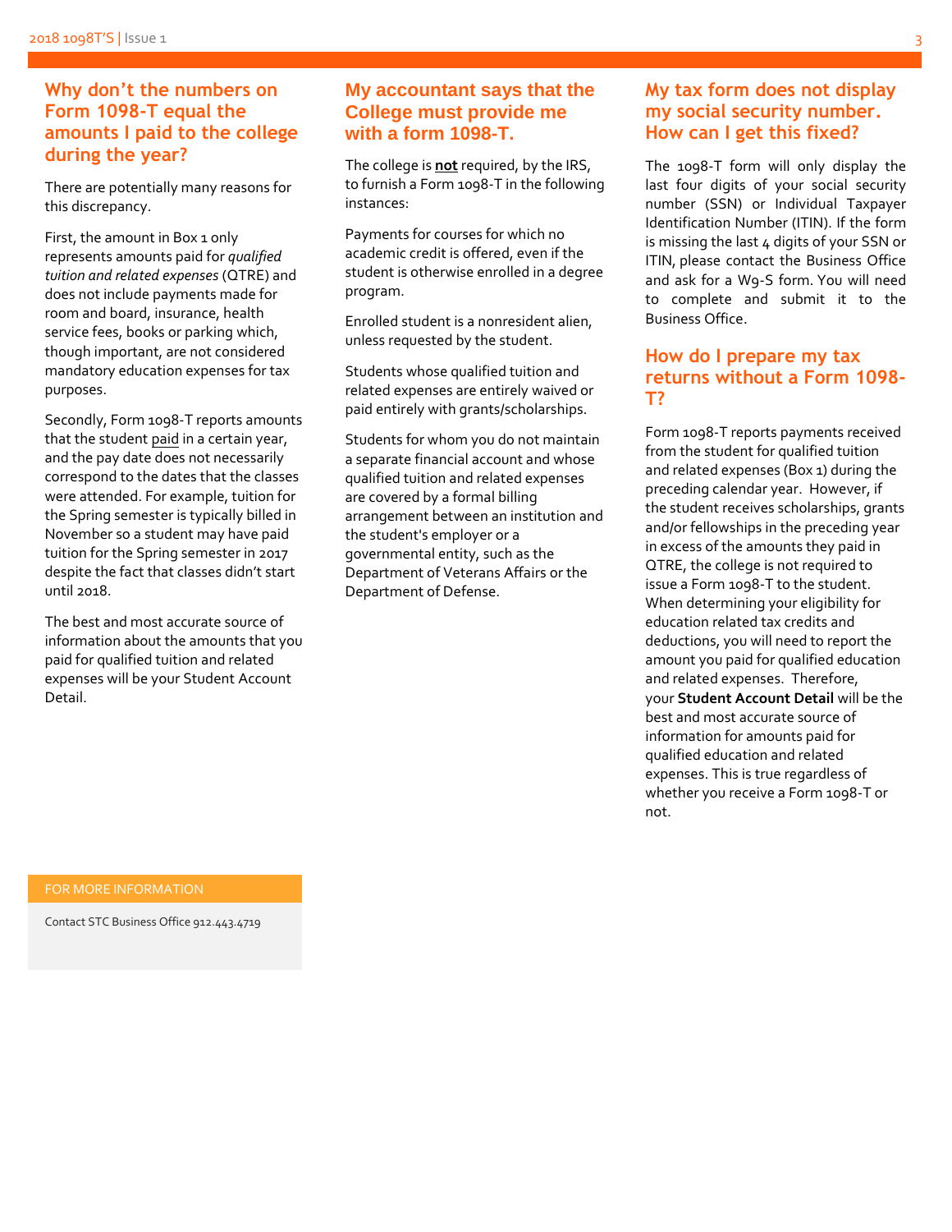## Why don't the numbers on Form 1098-T equal the amounts I paid to the college during the year?

There are potentially many reasons for this discrepancy.

First, the amount in Box 1 only represents amounts paid for *qualified tuition and related expenses* (QTRE) and does not include payments made for room and board, insurance, health service fees, books or parking which, though important, are not considered mandatory education expenses for tax purposes.

Secondly, Form 1098-T reports amounts that the student paid in a certain year, and the pay date does not necessarily correspond to the dates that the classes were attended. For example, tuition for the Spring semester is typically billed in November so a student may have paid tuition for the Spring semester in 2017 despite the fact that classes didn't start until 2018.

The best and most accurate source of information about the amounts that you paid for qualified tuition and related expenses will be your Student Account Detail.

## My accountant says that the College must provide me with a form 1098-T.

The college is **not** required, by the IRS, to furnish a Form 1098-T in the following instances:

Payments for courses for which no academic credit is offered, even if the student is otherwise enrolled in a degree program.

Enrolled student is a nonresident alien, unless requested by the student.

Students whose qualified tuition and related expenses are entirely waived or paid entirely with grants/scholarships.

Students for whom you do not maintain a separate financial account and whose qualified tuition and related expenses are covered by a formal billing arrangement between an institution and the student's employer or a governmental entity, such as the Department of Veterans Affairs or the Department of Defense.

## My tax form does not display my social security number. How can I get this fixed?

The 1098-T form will only display the last four digits of your social security number (SSN) or Individual Taxpayer Identification Number (ITIN). If the form is missing the last 4 digits of your SSN or ITIN, please contact the Business Office and ask for a W9-S form. You will need to complete and submit it to the Business Office.

## How do I prepare my tax returns without a Form 1098-T?

Form 1098-T reports payments received from the student for qualified tuition and related expenses (Box 1) during the preceding calendar year. However, if the student receives scholarships, grants and/or fellowships in the preceding year in excess of the amounts they paid in QTRE, the college is not required to issue a Form 1098-T to the student. When determining your eligibility for education related tax credits and deductions, you will need to report the amount you paid for qualified education and related expenses. Therefore, your **Student Account Detail** will be the best and most accurate source of information for amounts paid for qualified education and related expenses. This is true regardless of whether you receive a Form 1098-T or not.

FOR MORE INFORMATION

Contact STC Business Office 912.443.4719